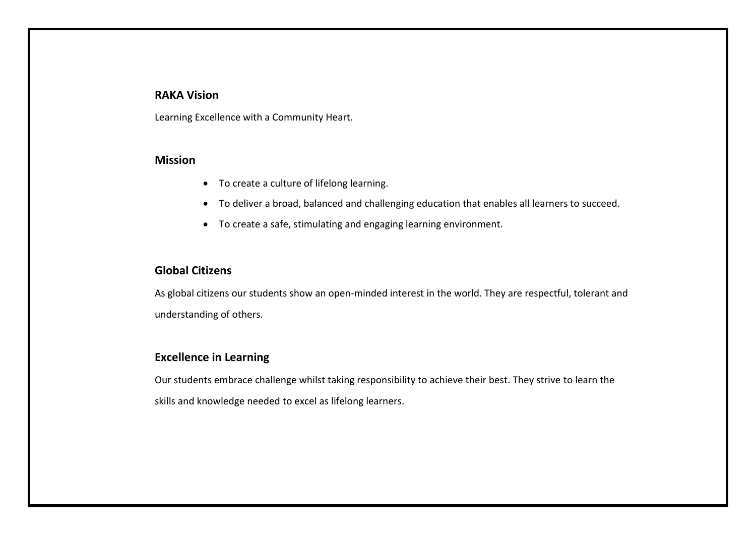## RAKA Vision

Learning Excellence with a Community Heart.

## Mission

- To create a culture of lifelong learning.
- To deliver a broad, balanced and challenging education that enables all learners to succeed.
- To create a safe, stimulating and engaging learning environment.

## Global Citizens

As global citizens our students show an open-minded interest in the world. They are respectful, tolerant and understanding of others.

## Excellence in Learning

Our students embrace challenge whilst taking responsibility to achieve their best. They strive to learn the skills and knowledge needed to excel as lifelong learners.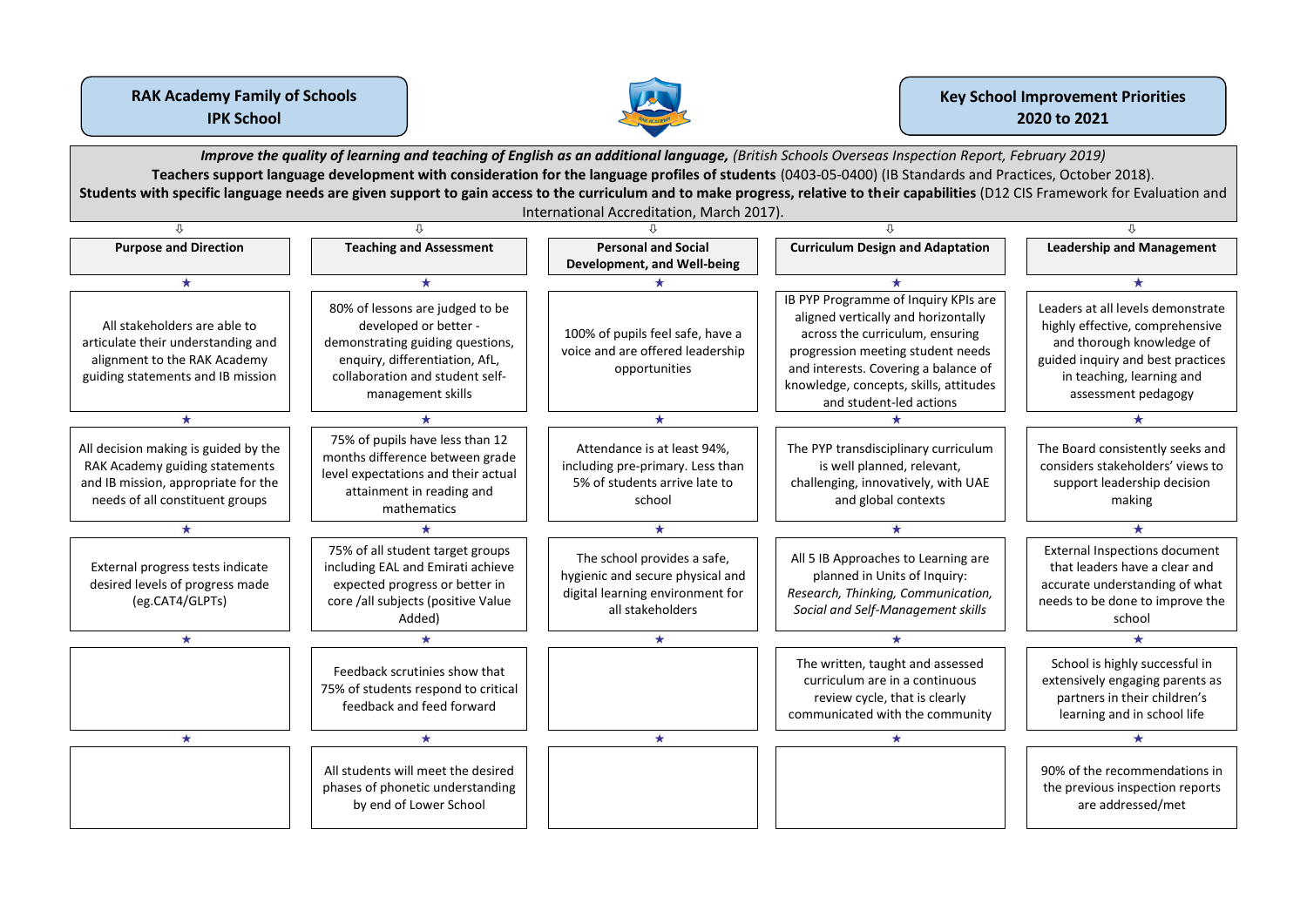**RAK Academy Family of Schools**
**IPK School**

**Key School Improvement Priorities**
**2020 to 2021**

***Improve the quality of learning and teaching of English as an additional language,*** *(British Schools Overseas Inspection Report, February 2019)*
**Teachers support language development with consideration for the language profiles of students** (0403-05-0400) (IB Standards and Practices, October 2018).
**Students with specific language needs are given support to gain access to the curriculum and to make progress, relative to their capabilities** (D12 CIS Framework for Evaluation and International Accreditation, March 2017).

| Purpose and Direction | Teaching and Assessment | Personal and Social Development, and Well-being | Curriculum Design and Adaptation | Leadership and Management |
|---|---|---|---|---|
| All stakeholders are able to articulate their understanding and alignment to the RAK Academy guiding statements and IB mission | 80% of lessons are judged to be developed or better - demonstrating guiding questions, enquiry, differentiation, AfL, collaboration and student self-management skills | 100% of pupils feel safe, have a voice and are offered leadership opportunities | IB PYP Programme of Inquiry KPIs are aligned vertically and horizontally across the curriculum, ensuring progression meeting student needs and interests. Covering a balance of knowledge, concepts, skills, attitudes and student-led actions | Leaders at all levels demonstrate highly effective, comprehensive and thorough knowledge of guided inquiry and best practices in teaching, learning and assessment pedagogy |
| All decision making is guided by the RAK Academy guiding statements and IB mission, appropriate for the needs of all constituent groups | 75% of pupils have less than 12 months difference between grade level expectations and their actual attainment in reading and mathematics | Attendance is at least 94%, including pre-primary. Less than 5% of students arrive late to school | The PYP transdisciplinary curriculum is well planned, relevant, challenging, innovatively, with UAE and global contexts | The Board consistently seeks and considers stakeholders' views to support leadership decision making |
| External progress tests indicate desired levels of progress made (eg.CAT4/GLPTs) | 75% of all student target groups including EAL and Emirati achieve expected progress or better in core /all subjects (positive Value Added) | The school provides a safe, hygienic and secure physical and digital learning environment for all stakeholders | All 5 IB Approaches to Learning are planned in Units of Inquiry: *Research, Thinking, Communication, Social and Self-Management skills* | External Inspections document that leaders have a clear and accurate understanding of what needs to be done to improve the school |
| | Feedback scrutinies show that 75% of students respond to critical feedback and feed forward | | The written, taught and assessed curriculum are in a continuous review cycle, that is clearly communicated with the community | School is highly successful in extensively engaging parents as partners in their children's learning and in school life |
| | All students will meet the desired phases of phonetic understanding by end of Lower School | | | 90% of the recommendations in the previous inspection reports are addressed/met |